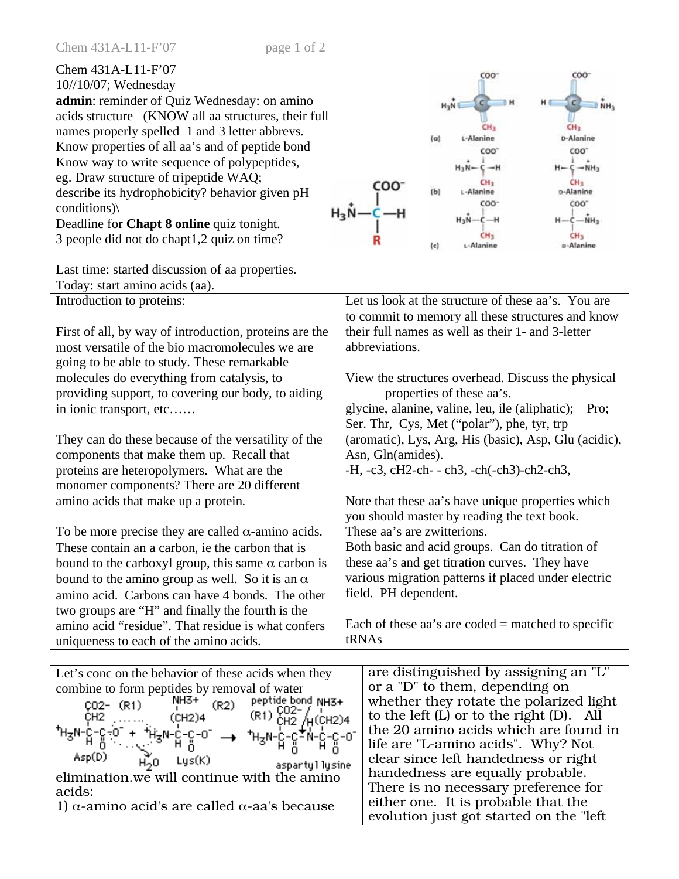Chem 431A-L11-F'07
10//10/07; Wednesday
**admin**: reminder of Quiz Wednesday: on amino acids structure (KNOW all aa structures, their full names properly spelled 1 and 3 letter abbrevs. Know properties of all aa's and of peptide bond Know way to write sequence of polypeptides, eg. Draw structure of tripeptide WAQ; describe its hydrophobicity? behavior given pH conditions)\
Deadline for **Chapt 8 online** quiz tonight.
3 people did not do chapt1,2 quiz on time?

Last time: started discussion of aa properties.
Today: start amino acids (aa).

| Introduction to proteins:<br><br>First of all, by way of introduction, proteins are the most versatile of the bio macromolecules we are going to be able to study. These remarkable molecules do everything from catalysis, to providing support, to covering our body, to aiding in ionic transport, etc……<br><br>They can do these because of the versatility of the components that make them up. Recall that proteins are heteropolymers. What are the monomer components? There are 20 different amino acids that make up a protein.<br><br>To be more precise they are called $\alpha$-amino acids. These contain an a carbon, ie the carbon that is bound to the carboxyl group, this same $\alpha$ carbon is bound to the amino group as well. So it is an $\alpha$ amino acid. Carbons can have 4 bonds. The other two groups are "H" and finally the fourth is the amino acid "residue". That residue is what confers uniqueness to each of the amino acids. | Let us look at the structure of these aa's. You are to commit to memory all these structures and know their full names as well as their 1- and 3-letter abbreviations.<br><br>View the structures overhead. Discuss the physical properties of these aa's.<br>glycine, alanine, valine, leu, ile (aliphatic); Pro; Ser. Thr, Cys, Met ("polar"), phe, tyr, trp (aromatic), Lys, Arg, His (basic), Asp, Glu (acidic), Asn, Gln(amides).<br>-H, -c3, cH2-ch- - ch3, -ch(-ch3)-ch2-ch3,<br><br>Note that these aa's have unique properties which you should master by reading the text book.<br>These aa's are zwitterions.<br>Both basic and acid groups. Can do titration of these aa's and get titration curves. They have various migration patterns if placed under electric field. PH dependent.<br><br>Each of these aa's are coded = matched to specific tRNAs |
|---|---|

| Let's conc on the behavior of these acids when they combine to form peptides by removal of water<br>Asp(D) + Lys(K) → aspartyl lysine + $H_2O$ (peptide bond)<br>elimination.we will continue with the amino acids:<br>1) $\alpha$-amino acid's are called $\alpha$-aa's because | are distinguished by assigning an "L" or a "D" to them, depending on whether they rotate the polarized light to the left (L) or to the right (D). All the 20 amino acids which are found in life are "L-amino acids". Why? Not clear since left handedness or right handedness are equally probable. There is no necessary preference for either one. It is probable that the evolution just got started on the "left |
|---|---|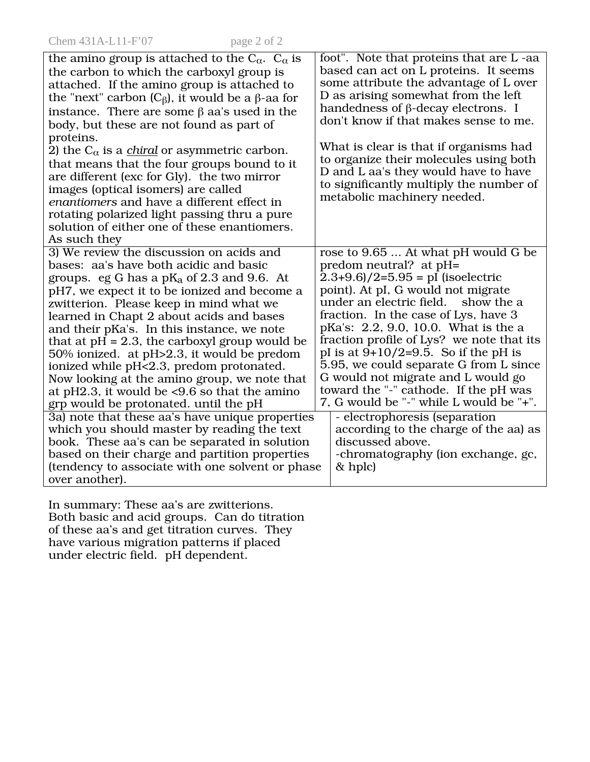the amino group is attached to the $C_\alpha$. $C_\alpha$ is the carbon to which the carboxyl group is attached. If the amino group is attached to the "next" carbon ($C_\beta$), it would be a β-aa for instance. There are some β aa's used in the body, but these are not found as part of proteins.

2) the $C_\alpha$ is a <u>*chiral*</u> or asymmetric carbon. that means that the four groups bound to it are different (exc for Gly). the two mirror images (optical isomers) are called *enantiomers* and have a different effect in rotating polarized light passing thru a pure solution of either one of these enantiomers. As such they

foot". Note that proteins that are L -aa based can act on L proteins. It seems some attribute the advantage of L over D as arising somewhat from the left handedness of β-decay electrons. I don't know if that makes sense to me.

What is clear is that if organisms had to organize their molecules using both D and L aa's they would have to have to significantly multiply the number of metabolic machinery needed.

3) We review the discussion on acids and bases: aa's have both acidic and basic groups. eg G has a $pK_a$ of 2.3 and 9.6. At pH7, we expect it to be ionized and become a zwitterion. Please keep in mind what we learned in Chapt 2 about acids and bases and their pKa's. In this instance, we note that at pH = 2.3, the carboxyl group would be 50% ionized. at pH>2.3, it would be predom ionized while pH<2.3, predom protonated. Now looking at the amino group, we note that at pH2.3, it would be <9.6 so that the amino grp would be protonated. until the pH rose to 9.65 ... At what pH would G be predom neutral? at pH= 2.3+9.6)/2=5.95 = pI (isoelectric point). At pI, G would not migrate under an electric field. show the a fraction. In the case of Lys, have 3 pKa's: 2.2, 9.0, 10.0. What is the a fraction profile of Lys? we note that its pI is at 9+10/2=9.5. So if the pH is 5.95, we could separate G from L since G would not migrate and L would go toward the "-" cathode. If the pH was 7, G would be "-" while L would be "+".

3a) note that these aa's have unique properties which you should master by reading the text book. These aa's can be separated in solution based on their charge and partition properties (tendency to associate with one solvent or phase over another).

- electrophoresis (separation according to the charge of the aa) as discussed above.
- chromatography (ion exchange, gc, & hplc)

In summary: These aa's are zwitterions. Both basic and acid groups. Can do titration of these aa's and get titration curves. They have various migration patterns if placed under electric field. pH dependent.